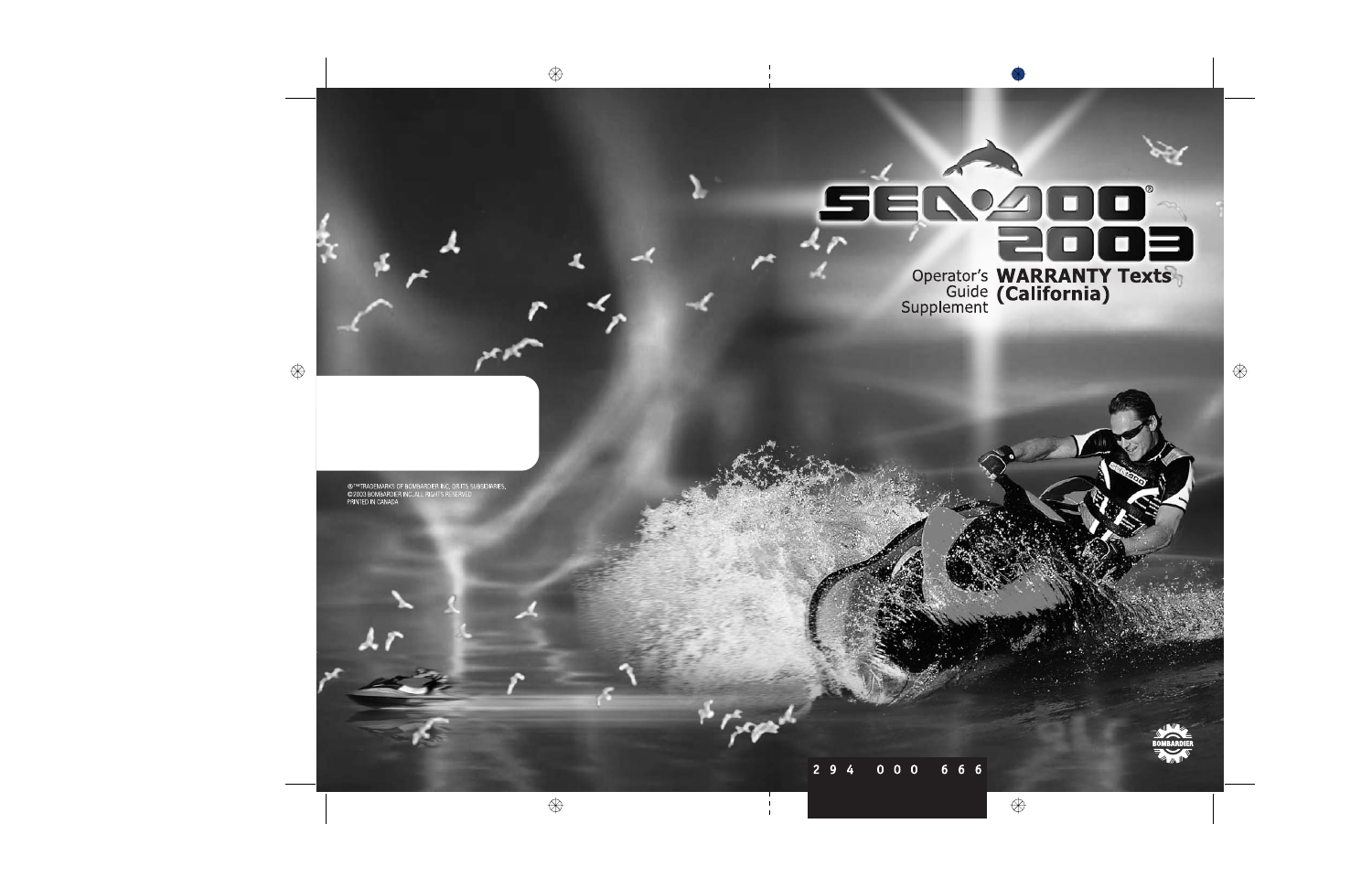# SEA-DOO® 2003

Operator's Guide Supplement

**WARRANTY Texts (California)**

®™TRADEMARKS OF BOMBARDIER INC. OR ITS SUBSIDIARIES.
©2003 BOMBARDIER INC. ALL RIGHTS RESERVED.
PRINTED IN CANADA

294 000 666

BOMBARDIER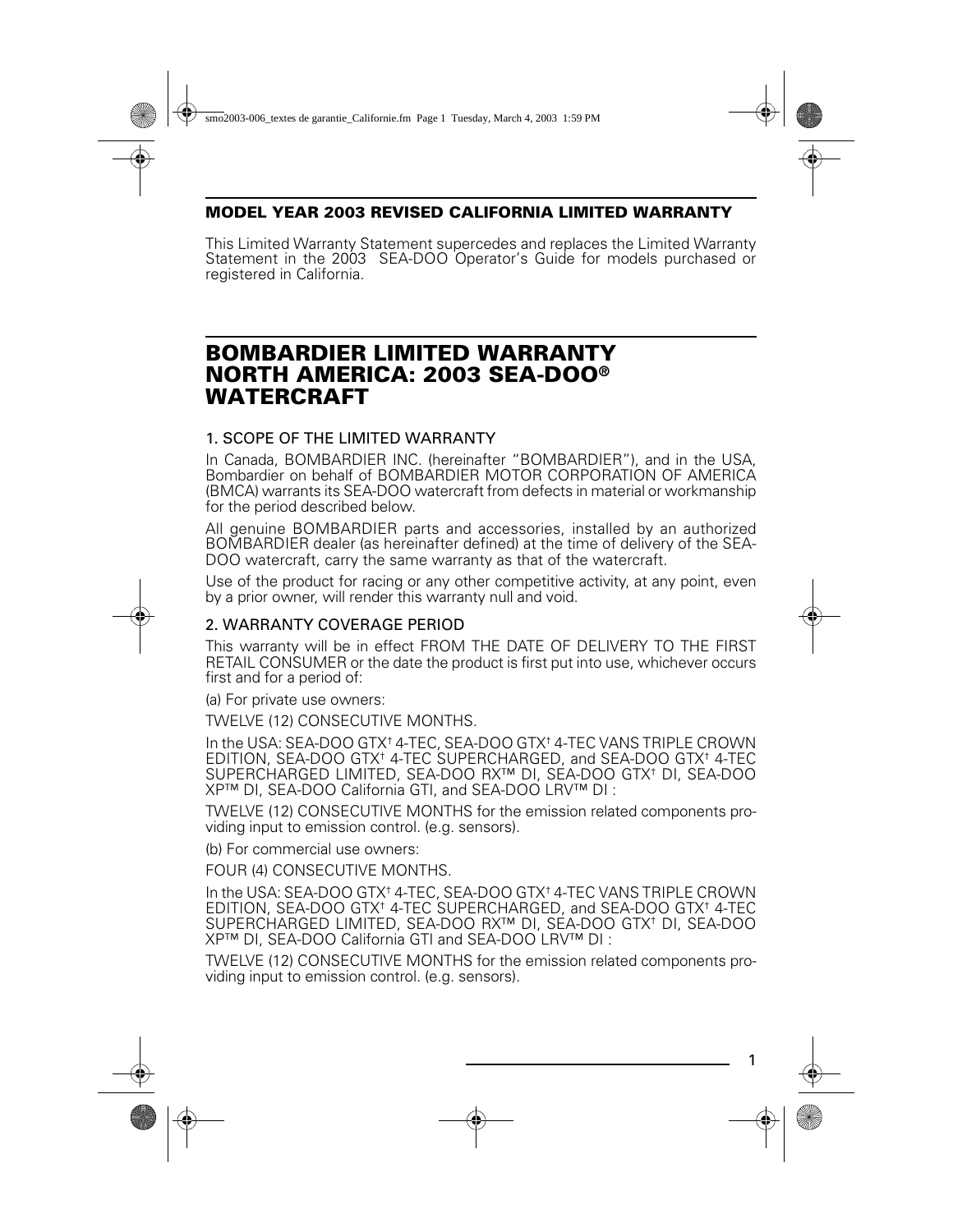## MODEL YEAR 2003 REVISED CALIFORNIA LIMITED WARRANTY

This Limited Warranty Statement supercedes and replaces the Limited Warranty Statement in the 2003 SEA-DOO Operator's Guide for models purchased or registered in California.

# BOMBARDIER LIMITED WARRANTY NORTH AMERICA: 2003 SEA-DOO® WATERCRAFT

### 1. SCOPE OF THE LIMITED WARRANTY

In Canada, BOMBARDIER INC. (hereinafter "BOMBARDIER"), and in the USA, Bombardier on behalf of BOMBARDIER MOTOR CORPORATION OF AMERICA (BMCA) warrants its SEA-DOO watercraft from defects in material or workmanship for the period described below.

All genuine BOMBARDIER parts and accessories, installed by an authorized BOMBARDIER dealer (as hereinafter defined) at the time of delivery of the SEA-DOO watercraft, carry the same warranty as that of the watercraft.

Use of the product for racing or any other competitive activity, at any point, even by a prior owner, will render this warranty null and void.

### 2. WARRANTY COVERAGE PERIOD

This warranty will be in effect FROM THE DATE OF DELIVERY TO THE FIRST RETAIL CONSUMER or the date the product is first put into use, whichever occurs first and for a period of:

(a) For private use owners:

TWELVE (12) CONSECUTIVE MONTHS.

In the USA: SEA-DOO GTX† 4-TEC, SEA-DOO GTX† 4-TEC VANS TRIPLE CROWN EDITION, SEA-DOO GTX† 4-TEC SUPERCHARGED, and SEA-DOO GTX† 4-TEC SUPERCHARGED LIMITED, SEA-DOO RX™ DI, SEA-DOO GTX† DI, SEA-DOO XP™ DI, SEA-DOO California GTI, and SEA-DOO LRV™ DI :

TWELVE (12) CONSECUTIVE MONTHS for the emission related components providing input to emission control. (e.g. sensors).

(b) For commercial use owners:

FOUR (4) CONSECUTIVE MONTHS.

In the USA: SEA-DOO GTX† 4-TEC, SEA-DOO GTX† 4-TEC VANS TRIPLE CROWN EDITION, SEA-DOO GTX† 4-TEC SUPERCHARGED, and SEA-DOO GTX† 4-TEC SUPERCHARGED LIMITED, SEA-DOO RX™ DI, SEA-DOO GTX† DI, SEA-DOO XP™ DI, SEA-DOO California GTI and SEA-DOO LRV™ DI :

TWELVE (12) CONSECUTIVE MONTHS for the emission related components providing input to emission control. (e.g. sensors).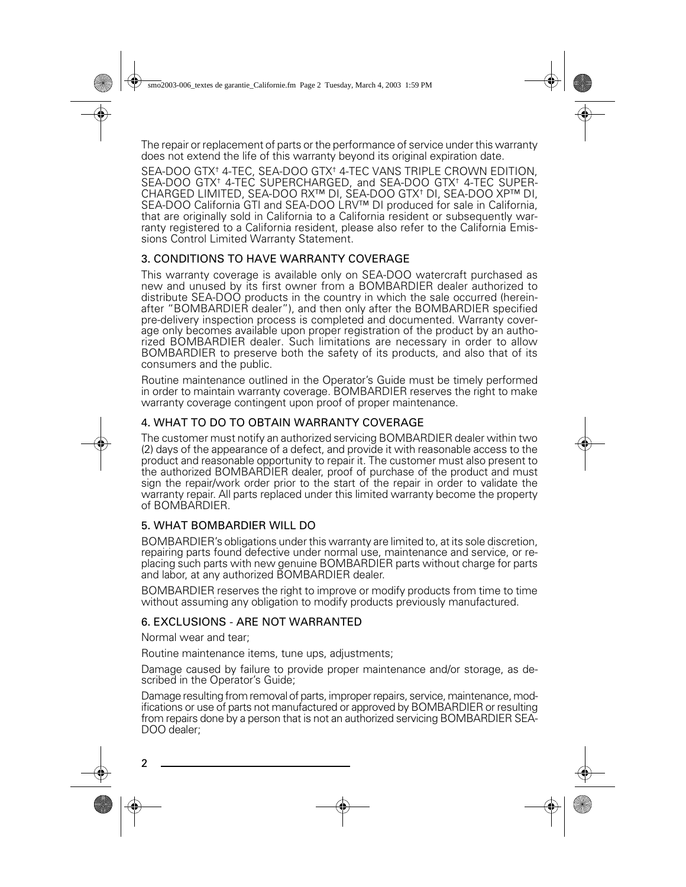The repair or replacement of parts or the performance of service under this warranty does not extend the life of this warranty beyond its original expiration date.

SEA-DOO GTX† 4-TEC, SEA-DOO GTX† 4-TEC VANS TRIPLE CROWN EDITION, SEA-DOO GTX† 4-TEC SUPERCHARGED, and SEA-DOO GTX† 4-TEC SUPERCHARGED LIMITED, SEA-DOO RX™ DI, SEA-DOO GTX† DI, SEA-DOO XP™ DI, SEA-DOO California GTI and SEA-DOO LRV™ DI produced for sale in California, that are originally sold in California to a California resident or subsequently warranty registered to a California resident, please also refer to the California Emissions Control Limited Warranty Statement.

## 3. CONDITIONS TO HAVE WARRANTY COVERAGE

This warranty coverage is available only on SEA-DOO watercraft purchased as new and unused by its first owner from a BOMBARDIER dealer authorized to distribute SEA-DOO products in the country in which the sale occurred (hereinafter "BOMBARDIER dealer"), and then only after the BOMBARDIER specified pre-delivery inspection process is completed and documented. Warranty coverage only becomes available upon proper registration of the product by an authorized BOMBARDIER dealer. Such limitations are necessary in order to allow BOMBARDIER to preserve both the safety of its products, and also that of its consumers and the public.

Routine maintenance outlined in the Operator's Guide must be timely performed in order to maintain warranty coverage. BOMBARDIER reserves the right to make warranty coverage contingent upon proof of proper maintenance.

## 4. WHAT TO DO TO OBTAIN WARRANTY COVERAGE

The customer must notify an authorized servicing BOMBARDIER dealer within two (2) days of the appearance of a defect, and provide it with reasonable access to the product and reasonable opportunity to repair it. The customer must also present to the authorized BOMBARDIER dealer, proof of purchase of the product and must sign the repair/work order prior to the start of the repair in order to validate the warranty repair. All parts replaced under this limited warranty become the property of BOMBARDIER.

## 5. WHAT BOMBARDIER WILL DO

BOMBARDIER's obligations under this warranty are limited to, at its sole discretion, repairing parts found defective under normal use, maintenance and service, or replacing such parts with new genuine BOMBARDIER parts without charge for parts and labor, at any authorized BOMBARDIER dealer.

BOMBARDIER reserves the right to improve or modify products from time to time without assuming any obligation to modify products previously manufactured.

## 6. EXCLUSIONS - ARE NOT WARRANTED

Normal wear and tear;

Routine maintenance items, tune ups, adjustments;

Damage caused by failure to provide proper maintenance and/or storage, as described in the Operator's Guide;

Damage resulting from removal of parts, improper repairs, service, maintenance, modifications or use of parts not manufactured or approved by BOMBARDIER or resulting from repairs done by a person that is not an authorized servicing BOMBARDIER SEA-DOO dealer;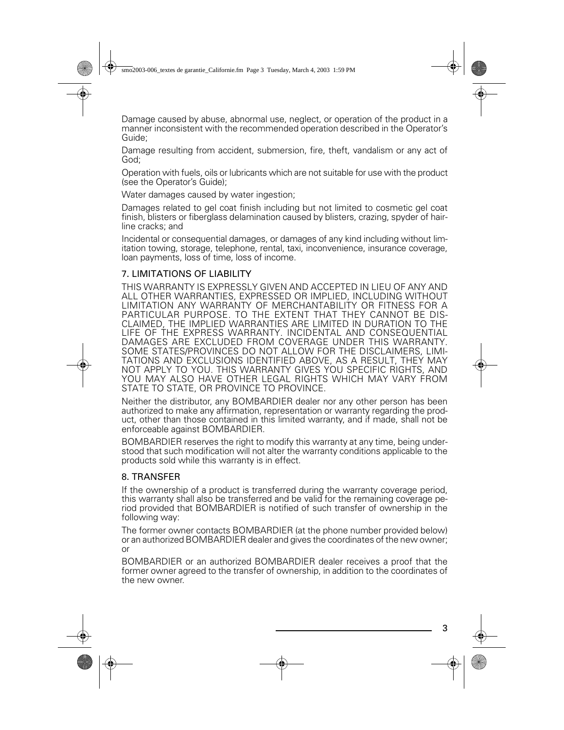Damage caused by abuse, abnormal use, neglect, or operation of the product in a manner inconsistent with the recommended operation described in the Operator's Guide;

Damage resulting from accident, submersion, fire, theft, vandalism or any act of God;

Operation with fuels, oils or lubricants which are not suitable for use with the product (see the Operator's Guide);

Water damages caused by water ingestion;

Damages related to gel coat finish including but not limited to cosmetic gel coat finish, blisters or fiberglass delamination caused by blisters, crazing, spyder of hair-line cracks; and

Incidental or consequential damages, or damages of any kind including without limitation towing, storage, telephone, rental, taxi, inconvenience, insurance coverage, loan payments, loss of time, loss of income.

## 7. LIMITATIONS OF LIABILITY

THIS WARRANTY IS EXPRESSLY GIVEN AND ACCEPTED IN LIEU OF ANY AND ALL OTHER WARRANTIES, EXPRESSED OR IMPLIED, INCLUDING WITHOUT LIMITATION ANY WARRANTY OF MERCHANTABILITY OR FITNESS FOR A PARTICULAR PURPOSE. TO THE EXTENT THAT THEY CANNOT BE DISCLAIMED, THE IMPLIED WARRANTIES ARE LIMITED IN DURATION TO THE LIFE OF THE EXPRESS WARRANTY. INCIDENTAL AND CONSEQUENTIAL DAMAGES ARE EXCLUDED FROM COVERAGE UNDER THIS WARRANTY. SOME STATES/PROVINCES DO NOT ALLOW FOR THE DISCLAIMERS, LIMITATIONS AND EXCLUSIONS IDENTIFIED ABOVE, AS A RESULT, THEY MAY NOT APPLY TO YOU. THIS WARRANTY GIVES YOU SPECIFIC RIGHTS, AND YOU MAY ALSO HAVE OTHER LEGAL RIGHTS WHICH MAY VARY FROM STATE TO STATE, OR PROVINCE TO PROVINCE.

Neither the distributor, any BOMBARDIER dealer nor any other person has been authorized to make any affirmation, representation or warranty regarding the product, other than those contained in this limited warranty, and if made, shall not be enforceable against BOMBARDIER.

BOMBARDIER reserves the right to modify this warranty at any time, being understood that such modification will not alter the warranty conditions applicable to the products sold while this warranty is in effect.

## 8. TRANSFER

If the ownership of a product is transferred during the warranty coverage period, this warranty shall also be transferred and be valid for the remaining coverage period provided that BOMBARDIER is notified of such transfer of ownership in the following way:

The former owner contacts BOMBARDIER (at the phone number provided below) or an authorized BOMBARDIER dealer and gives the coordinates of the new owner; or

BOMBARDIER or an authorized BOMBARDIER dealer receives a proof that the former owner agreed to the transfer of ownership, in addition to the coordinates of the new owner.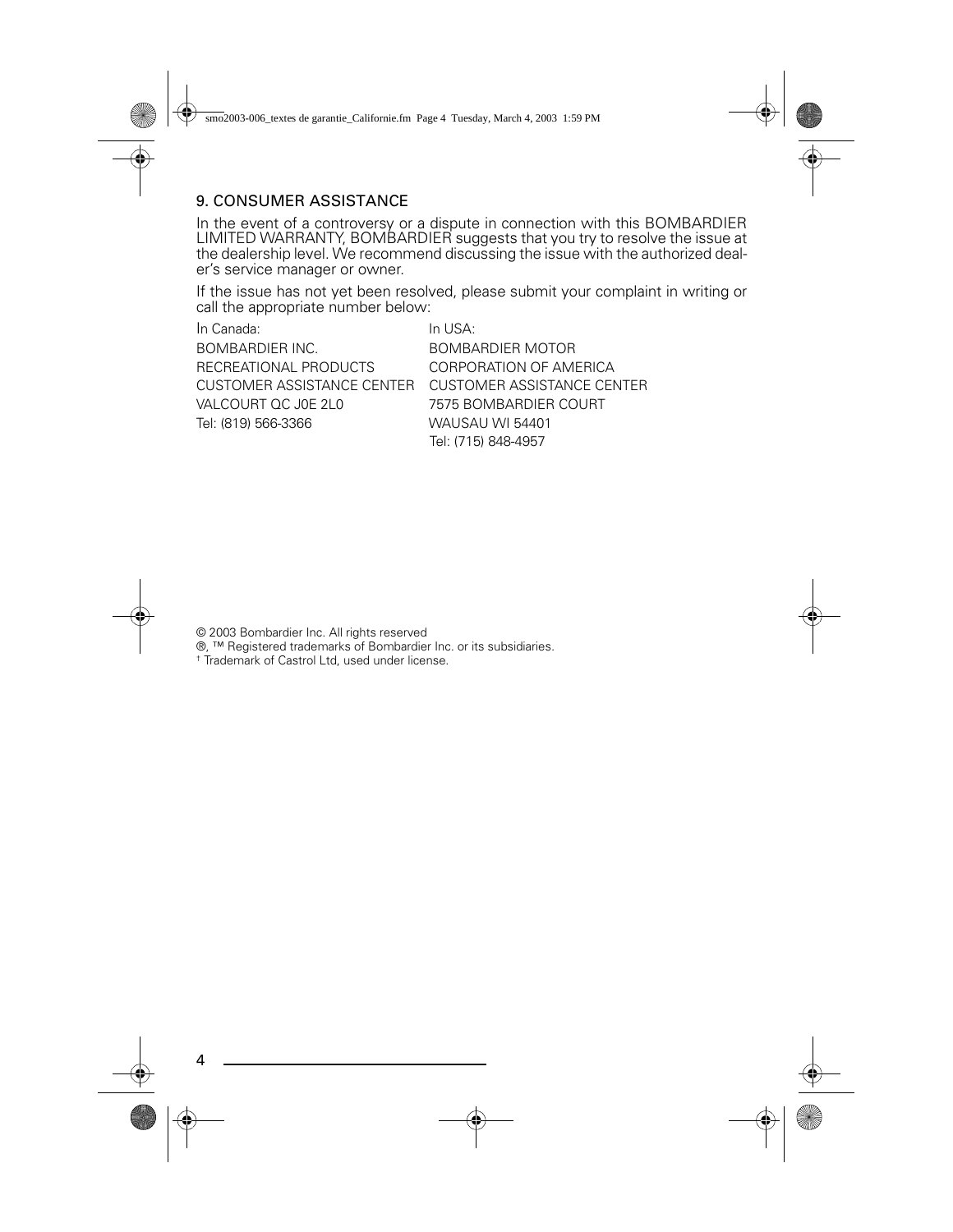## 9. CONSUMER ASSISTANCE

In the event of a controversy or a dispute in connection with this BOMBARDIER LIMITED WARRANTY, BOMBARDIER suggests that you try to resolve the issue at the dealership level. We recommend discussing the issue with the authorized dealer's service manager or owner.

If the issue has not yet been resolved, please submit your complaint in writing or call the appropriate number below:

In Canada:

BOMBARDIER INC.
RECREATIONAL PRODUCTS
CUSTOMER ASSISTANCE CENTER
VALCOURT QC J0E 2L0
Tel: (819) 566-3366

In USA:

BOMBARDIER MOTOR
CORPORATION OF AMERICA
CUSTOMER ASSISTANCE CENTER
7575 BOMBARDIER COURT
WAUSAU WI 54401
Tel: (715) 848-4957

© 2003 Bombardier Inc. All rights reserved
®, ™ Registered trademarks of Bombardier Inc. or its subsidiaries.
† Trademark of Castrol Ltd, used under license.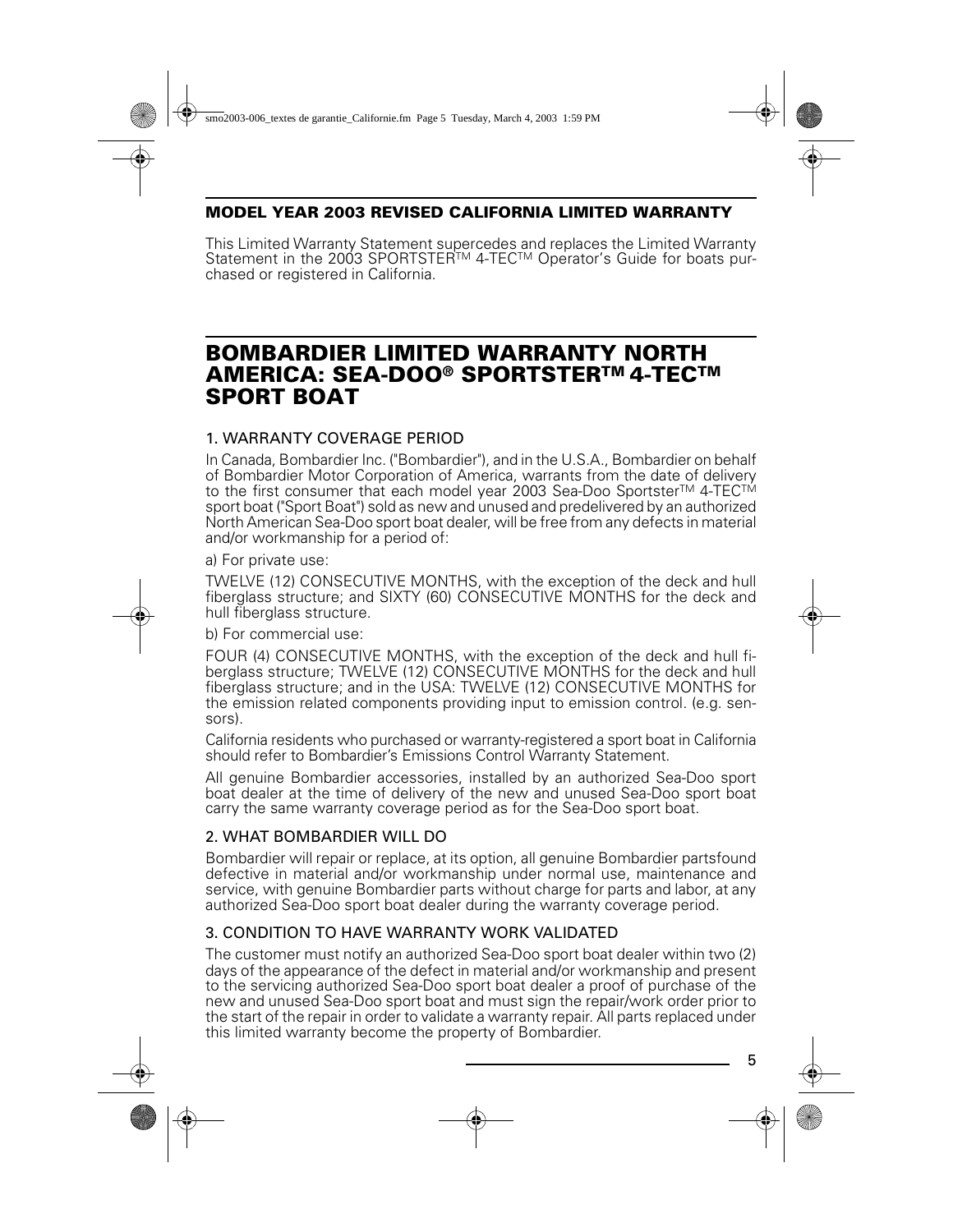## MODEL YEAR 2003 REVISED CALIFORNIA LIMITED WARRANTY

This Limited Warranty Statement supercedes and replaces the Limited Warranty Statement in the 2003 SPORTSTER™ 4-TEC™ Operator's Guide for boats purchased or registered in California.

# BOMBARDIER LIMITED WARRANTY NORTH AMERICA: SEA-DOO® SPORTSTER™ 4-TEC™ SPORT BOAT

### 1. WARRANTY COVERAGE PERIOD

In Canada, Bombardier Inc. ("Bombardier"), and in the U.S.A., Bombardier on behalf of Bombardier Motor Corporation of America, warrants from the date of delivery to the first consumer that each model year 2003 Sea-Doo Sportster™ 4-TEC™ sport boat ("Sport Boat") sold as new and unused and predelivered by an authorized North American Sea-Doo sport boat dealer, will be free from any defects in material and/or workmanship for a period of:

a) For private use:

TWELVE (12) CONSECUTIVE MONTHS, with the exception of the deck and hull fiberglass structure; and SIXTY (60) CONSECUTIVE MONTHS for the deck and hull fiberglass structure.

b) For commercial use:

FOUR (4) CONSECUTIVE MONTHS, with the exception of the deck and hull fiberglass structure; TWELVE (12) CONSECUTIVE MONTHS for the deck and hull fiberglass structure; and in the USA: TWELVE (12) CONSECUTIVE MONTHS for the emission related components providing input to emission control. (e.g. sensors).

California residents who purchased or warranty-registered a sport boat in California should refer to Bombardier's Emissions Control Warranty Statement.

All genuine Bombardier accessories, installed by an authorized Sea-Doo sport boat dealer at the time of delivery of the new and unused Sea-Doo sport boat carry the same warranty coverage period as for the Sea-Doo sport boat.

### 2. WHAT BOMBARDIER WILL DO

Bombardier will repair or replace, at its option, all genuine Bombardier partsfound defective in material and/or workmanship under normal use, maintenance and service, with genuine Bombardier parts without charge for parts and labor, at any authorized Sea-Doo sport boat dealer during the warranty coverage period.

### 3. CONDITION TO HAVE WARRANTY WORK VALIDATED

The customer must notify an authorized Sea-Doo sport boat dealer within two (2) days of the appearance of the defect in material and/or workmanship and present to the servicing authorized Sea-Doo sport boat dealer a proof of purchase of the new and unused Sea-Doo sport boat and must sign the repair/work order prior to the start of the repair in order to validate a warranty repair. All parts replaced under this limited warranty become the property of Bombardier.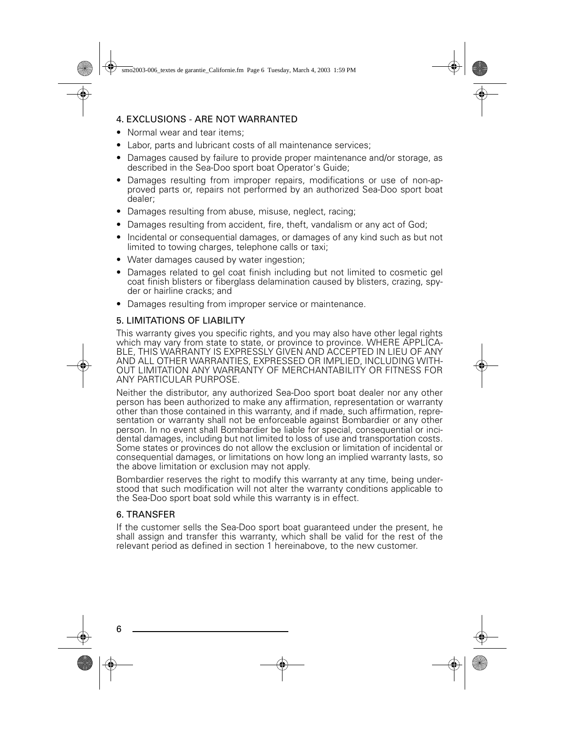## 4. EXCLUSIONS - ARE NOT WARRANTED

- Normal wear and tear items;
- Labor, parts and lubricant costs of all maintenance services;
- Damages caused by failure to provide proper maintenance and/or storage, as described in the Sea-Doo sport boat Operator's Guide;
- Damages resulting from improper repairs, modifications or use of non-approved parts or, repairs not performed by an authorized Sea-Doo sport boat dealer;
- Damages resulting from abuse, misuse, neglect, racing;
- Damages resulting from accident, fire, theft, vandalism or any act of God;
- Incidental or consequential damages, or damages of any kind such as but not limited to towing charges, telephone calls or taxi;
- Water damages caused by water ingestion;
- Damages related to gel coat finish including but not limited to cosmetic gel coat finish blisters or fiberglass delamination caused by blisters, crazing, spyder or hairline cracks; and
- Damages resulting from improper service or maintenance.

## 5. LIMITATIONS OF LIABILITY

This warranty gives you specific rights, and you may also have other legal rights which may vary from state to state, or province to province. WHERE APPLICABLE, THIS WARRANTY IS EXPRESSLY GIVEN AND ACCEPTED IN LIEU OF ANY AND ALL OTHER WARRANTIES, EXPRESSED OR IMPLIED, INCLUDING WITHOUT LIMITATION ANY WARRANTY OF MERCHANTABILITY OR FITNESS FOR ANY PARTICULAR PURPOSE.

Neither the distributor, any authorized Sea-Doo sport boat dealer nor any other person has been authorized to make any affirmation, representation or warranty other than those contained in this warranty, and if made, such affirmation, representation or warranty shall not be enforceable against Bombardier or any other person. In no event shall Bombardier be liable for special, consequential or incidental damages, including but not limited to loss of use and transportation costs. Some states or provinces do not allow the exclusion or limitation of incidental or consequential damages, or limitations on how long an implied warranty lasts, so the above limitation or exclusion may not apply.

Bombardier reserves the right to modify this warranty at any time, being understood that such modification will not alter the warranty conditions applicable to the Sea-Doo sport boat sold while this warranty is in effect.

## 6. TRANSFER

If the customer sells the Sea-Doo sport boat guaranteed under the present, he shall assign and transfer this warranty, which shall be valid for the rest of the relevant period as defined in section 1 hereinabove, to the new customer.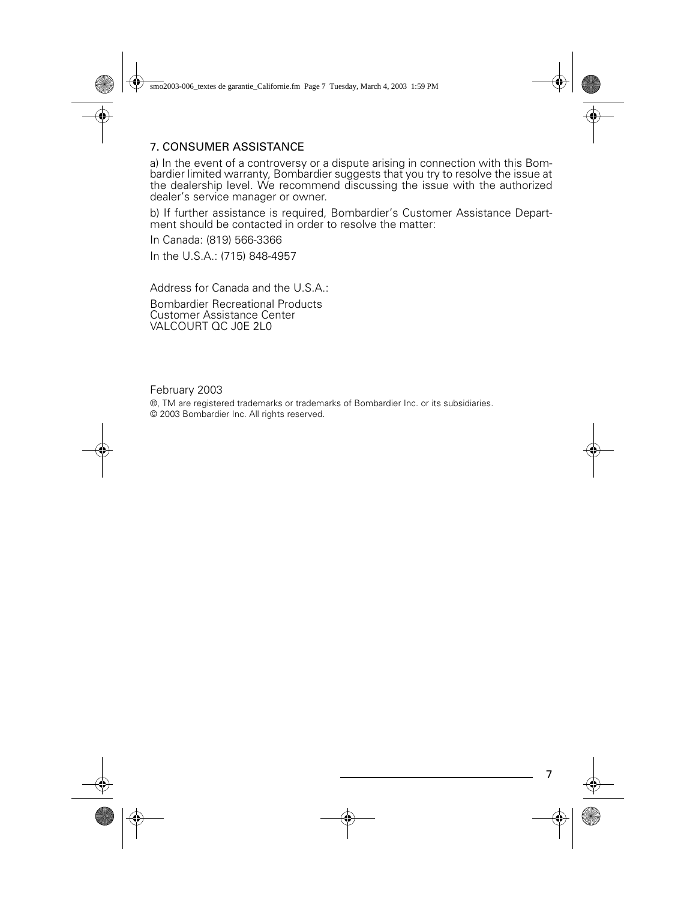## 7. CONSUMER ASSISTANCE

a) In the event of a controversy or a dispute arising in connection with this Bombardier limited warranty, Bombardier suggests that you try to resolve the issue at the dealership level. We recommend discussing the issue with the authorized dealer's service manager or owner.

b) If further assistance is required, Bombardier's Customer Assistance Department should be contacted in order to resolve the matter:

In Canada: (819) 566-3366

In the U.S.A.: (715) 848-4957

Address for Canada and the U.S.A.:

Bombardier Recreational Products
Customer Assistance Center
VALCOURT QC J0E 2L0

February 2003

®, TM are registered trademarks or trademarks of Bombardier Inc. or its subsidiaries.
© 2003 Bombardier Inc. All rights reserved.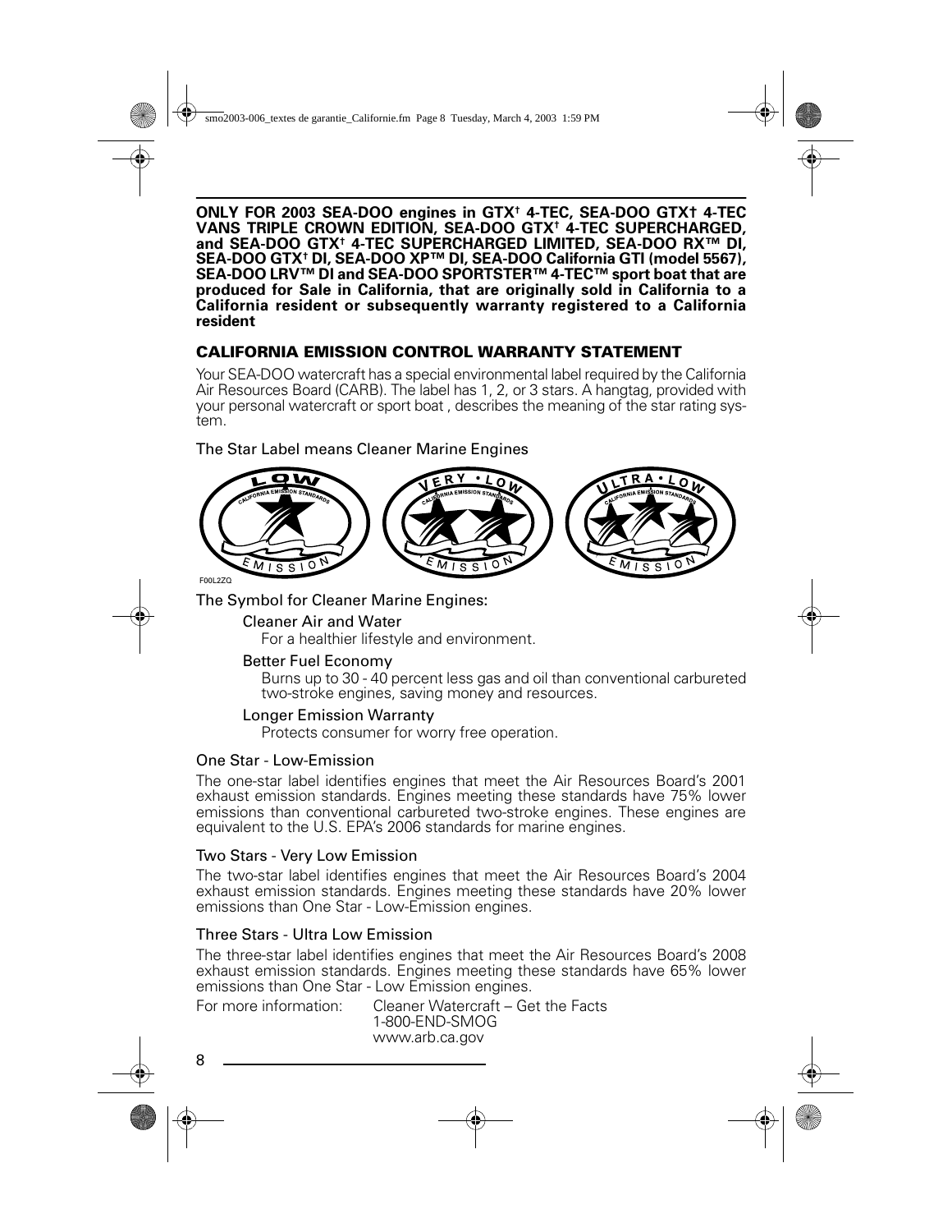**ONLY FOR 2003 SEA-DOO engines in GTX† 4-TEC, SEA-DOO GTX† 4-TEC VANS TRIPLE CROWN EDITION, SEA-DOO GTX† 4-TEC SUPERCHARGED, and SEA-DOO GTX† 4-TEC SUPERCHARGED LIMITED, SEA-DOO RX™ DI, SEA-DOO GTX† DI, SEA-DOO XP™ DI, SEA-DOO California GTI (model 5567), SEA-DOO LRV™ DI and SEA-DOO SPORTSTER™ 4-TEC™ sport boat that are produced for Sale in California, that are originally sold in California to a California resident or subsequently warranty registered to a California resident**

## CALIFORNIA EMISSION CONTROL WARRANTY STATEMENT

Your SEA-DOO watercraft has a special environmental label required by the California Air Resources Board (CARB). The label has 1, 2, or 3 stars. A hangtag, provided with your personal watercraft or sport boat , describes the meaning of the star rating system.

The Star Label means Cleaner Marine Engines

F00L2ZQ

The Symbol for Cleaner Marine Engines:

Cleaner Air and Water

For a healthier lifestyle and environment.

Better Fuel Economy

Burns up to 30 - 40 percent less gas and oil than conventional carbureted two-stroke engines, saving money and resources.

Longer Emission Warranty

Protects consumer for worry free operation.

### One Star - Low-Emission

The one-star label identifies engines that meet the Air Resources Board's 2001 exhaust emission standards. Engines meeting these standards have 75% lower emissions than conventional carbureted two-stroke engines. These engines are equivalent to the U.S. EPA's 2006 standards for marine engines.

### Two Stars - Very Low Emission

The two-star label identifies engines that meet the Air Resources Board's 2004 exhaust emission standards. Engines meeting these standards have 20% lower emissions than One Star - Low-Emission engines.

### Three Stars - Ultra Low Emission

The three-star label identifies engines that meet the Air Resources Board's 2008 exhaust emission standards. Engines meeting these standards have 65% lower emissions than One Star - Low Emission engines.

For more information: Cleaner Watercraft – Get the Facts
1-800-END-SMOG
www.arb.ca.gov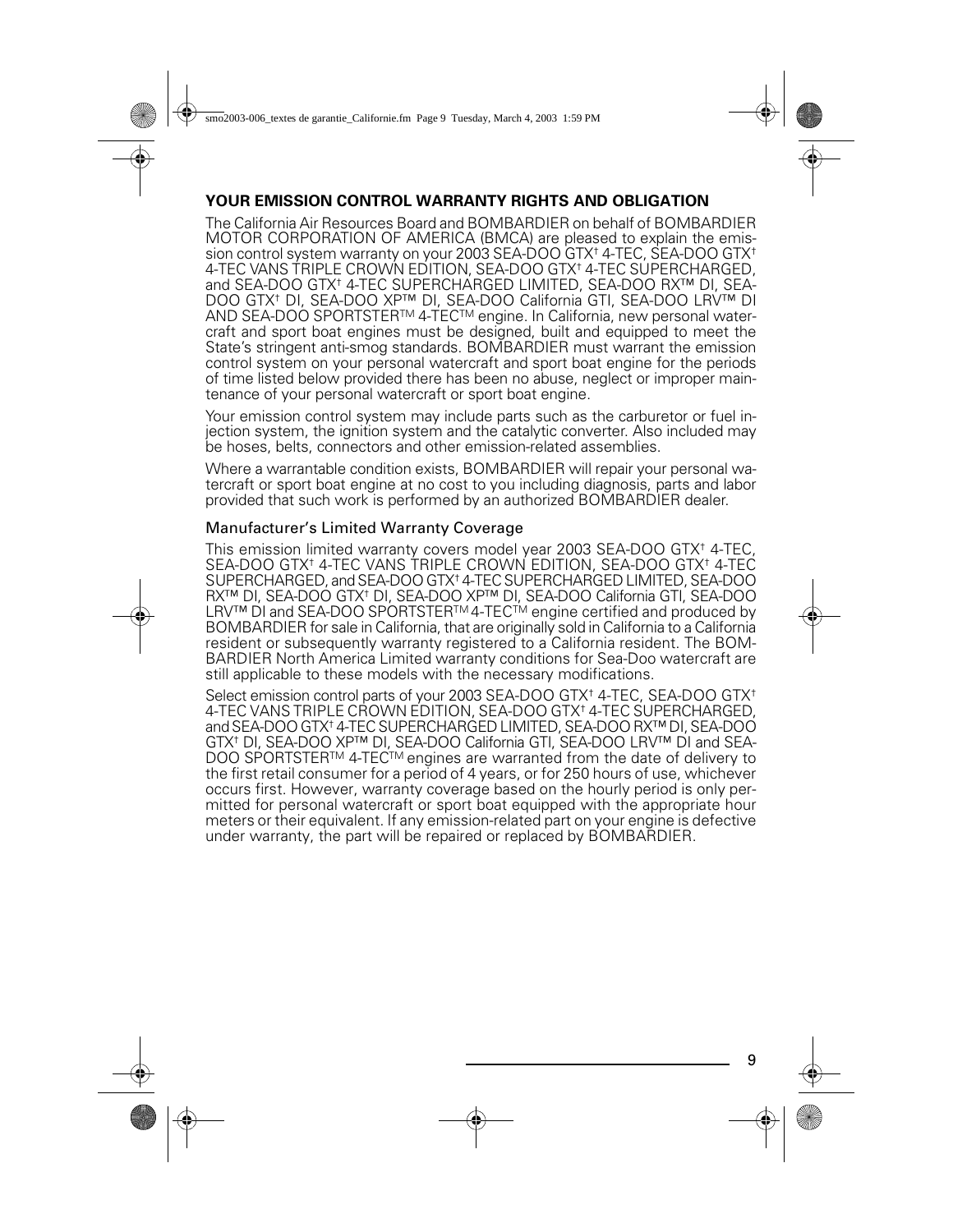## YOUR EMISSION CONTROL WARRANTY RIGHTS AND OBLIGATION

The California Air Resources Board and BOMBARDIER on behalf of BOMBARDIER MOTOR CORPORATION OF AMERICA (BMCA) are pleased to explain the emission control system warranty on your 2003 SEA-DOO GTX† 4-TEC, SEA-DOO GTX† 4-TEC VANS TRIPLE CROWN EDITION, SEA-DOO GTX† 4-TEC SUPERCHARGED, and SEA-DOO GTX† 4-TEC SUPERCHARGED LIMITED, SEA-DOO RX™ DI, SEA-DOO GTX† DI, SEA-DOO XP™ DI, SEA-DOO California GTI, SEA-DOO LRV™ DI AND SEA-DOO SPORTSTER™ 4-TEC™ engine. In California, new personal watercraft and sport boat engines must be designed, built and equipped to meet the State's stringent anti-smog standards. BOMBARDIER must warrant the emission control system on your personal watercraft and sport boat engine for the periods of time listed below provided there has been no abuse, neglect or improper maintenance of your personal watercraft or sport boat engine.

Your emission control system may include parts such as the carburetor or fuel injection system, the ignition system and the catalytic converter. Also included may be hoses, belts, connectors and other emission-related assemblies.

Where a warrantable condition exists, BOMBARDIER will repair your personal watercraft or sport boat engine at no cost to you including diagnosis, parts and labor provided that such work is performed by an authorized BOMBARDIER dealer.

### Manufacturer's Limited Warranty Coverage

This emission limited warranty covers model year 2003 SEA-DOO GTX† 4-TEC, SEA-DOO GTX† 4-TEC VANS TRIPLE CROWN EDITION, SEA-DOO GTX† 4-TEC SUPERCHARGED, and SEA-DOO GTX† 4-TEC SUPERCHARGED LIMITED, SEA-DOO RX™ DI, SEA-DOO GTX† DI, SEA-DOO XP™ DI, SEA-DOO California GTI, SEA-DOO LRV™ DI and SEA-DOO SPORTSTER™ 4-TEC™ engine certified and produced by BOMBARDIER for sale in California, that are originally sold in California to a California resident or subsequently warranty registered to a California resident. The BOMBARDIER North America Limited warranty conditions for Sea-Doo watercraft are still applicable to these models with the necessary modifications.

Select emission control parts of your 2003 SEA-DOO GTX† 4-TEC, SEA-DOO GTX† 4-TEC VANS TRIPLE CROWN EDITION, SEA-DOO GTX† 4-TEC SUPERCHARGED, and SEA-DOO GTX† 4-TEC SUPERCHARGED LIMITED, SEA-DOO RX™ DI, SEA-DOO GTX† DI, SEA-DOO XP™ DI, SEA-DOO California GTI, SEA-DOO LRV™ DI and SEA-DOO SPORTSTER™ 4-TEC™ engines are warranted from the date of delivery to the first retail consumer for a period of 4 years, or for 250 hours of use, whichever occurs first. However, warranty coverage based on the hourly period is only permitted for personal watercraft or sport boat equipped with the appropriate hour meters or their equivalent. If any emission-related part on your engine is defective under warranty, the part will be repaired or replaced by BOMBARDIER.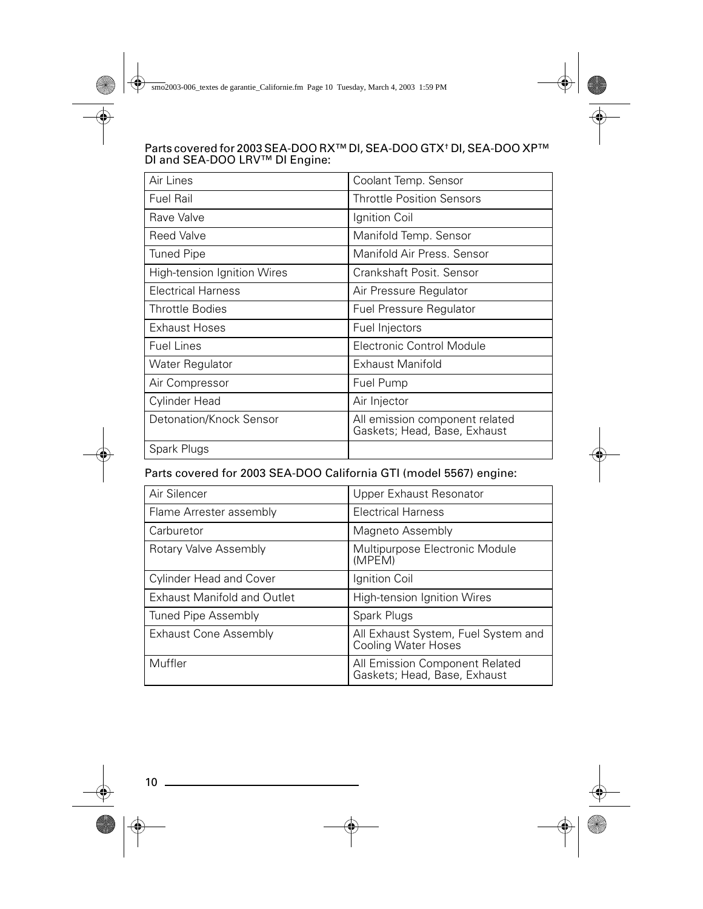Parts covered for 2003 SEA-DOO RX™ DI, SEA-DOO GTX† DI, SEA-DOO XP™ DI and SEA-DOO LRV™ DI Engine:

| | |
|---|---|
| Air Lines | Coolant Temp. Sensor |
| Fuel Rail | Throttle Position Sensors |
| Rave Valve | Ignition Coil |
| Reed Valve | Manifold Temp. Sensor |
| Tuned Pipe | Manifold Air Press. Sensor |
| High-tension Ignition Wires | Crankshaft Posit. Sensor |
| Electrical Harness | Air Pressure Regulator |
| Throttle Bodies | Fuel Pressure Regulator |
| Exhaust Hoses | Fuel Injectors |
| Fuel Lines | Electronic Control Module |
| Water Regulator | Exhaust Manifold |
| Air Compressor | Fuel Pump |
| Cylinder Head | Air Injector |
| Detonation/Knock Sensor | All emission component related Gaskets; Head, Base, Exhaust |
| Spark Plugs | |

Parts covered for 2003 SEA-DOO California GTI (model 5567) engine:

| | |
|---|---|
| Air Silencer | Upper Exhaust Resonator |
| Flame Arrester assembly | Electrical Harness |
| Carburetor | Magneto Assembly |
| Rotary Valve Assembly | Multipurpose Electronic Module (MPEM) |
| Cylinder Head and Cover | Ignition Coil |
| Exhaust Manifold and Outlet | High-tension Ignition Wires |
| Tuned Pipe Assembly | Spark Plugs |
| Exhaust Cone Assembly | All Exhaust System, Fuel System and Cooling Water Hoses |
| Muffler | All Emission Component Related Gaskets; Head, Base, Exhaust |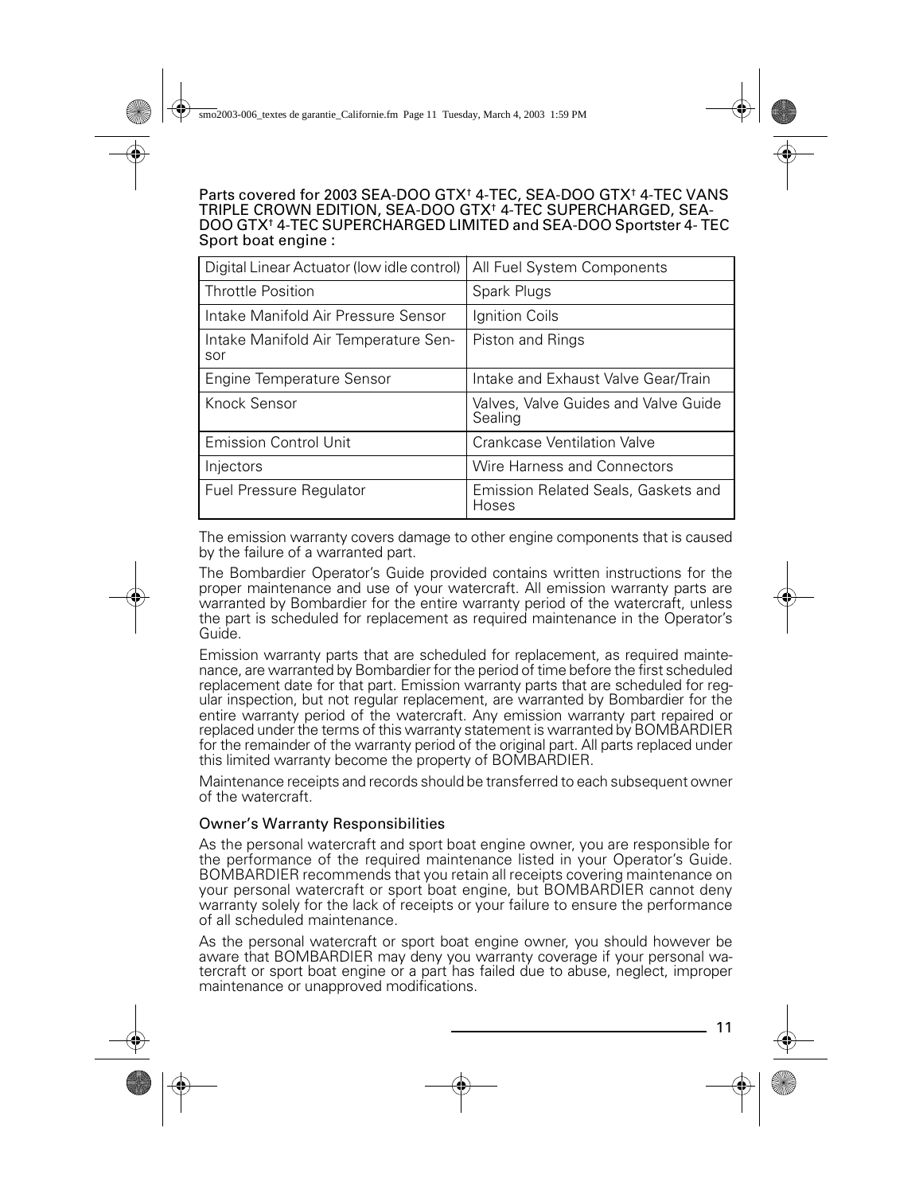**Parts covered for 2003 SEA-DOO GTX† 4-TEC, SEA-DOO GTX† 4-TEC VANS TRIPLE CROWN EDITION, SEA-DOO GTX† 4-TEC SUPERCHARGED, SEA-DOO GTX† 4-TEC SUPERCHARGED LIMITED and SEA-DOO Sportster 4- TEC Sport boat engine :**

| | |
|---|---|
| Digital Linear Actuator (low idle control) | All Fuel System Components |
| Throttle Position | Spark Plugs |
| Intake Manifold Air Pressure Sensor | Ignition Coils |
| Intake Manifold Air Temperature Sensor | Piston and Rings |
| Engine Temperature Sensor | Intake and Exhaust Valve Gear/Train |
| Knock Sensor | Valves, Valve Guides and Valve Guide Sealing |
| Emission Control Unit | Crankcase Ventilation Valve |
| Injectors | Wire Harness and Connectors |
| Fuel Pressure Regulator | Emission Related Seals, Gaskets and Hoses |

The emission warranty covers damage to other engine components that is caused by the failure of a warranted part.

The Bombardier Operator's Guide provided contains written instructions for the proper maintenance and use of your watercraft. All emission warranty parts are warranted by Bombardier for the entire warranty period of the watercraft, unless the part is scheduled for replacement as required maintenance in the Operator's Guide.

Emission warranty parts that are scheduled for replacement, as required maintenance, are warranted by Bombardier for the period of time before the first scheduled replacement date for that part. Emission warranty parts that are scheduled for regular inspection, but not regular replacement, are warranted by Bombardier for the entire warranty period of the watercraft. Any emission warranty part repaired or replaced under the terms of this warranty statement is warranted by BOMBARDIER for the remainder of the warranty period of the original part. All parts replaced under this limited warranty become the property of BOMBARDIER.

Maintenance receipts and records should be transferred to each subsequent owner of the watercraft.

### Owner's Warranty Responsibilities

As the personal watercraft and sport boat engine owner, you are responsible for the performance of the required maintenance listed in your Operator's Guide. BOMBARDIER recommends that you retain all receipts covering maintenance on your personal watercraft or sport boat engine, but BOMBARDIER cannot deny warranty solely for the lack of receipts or your failure to ensure the performance of all scheduled maintenance.

As the personal watercraft or sport boat engine owner, you should however be aware that BOMBARDIER may deny you warranty coverage if your personal watercraft or sport boat engine or a part has failed due to abuse, neglect, improper maintenance or unapproved modifications.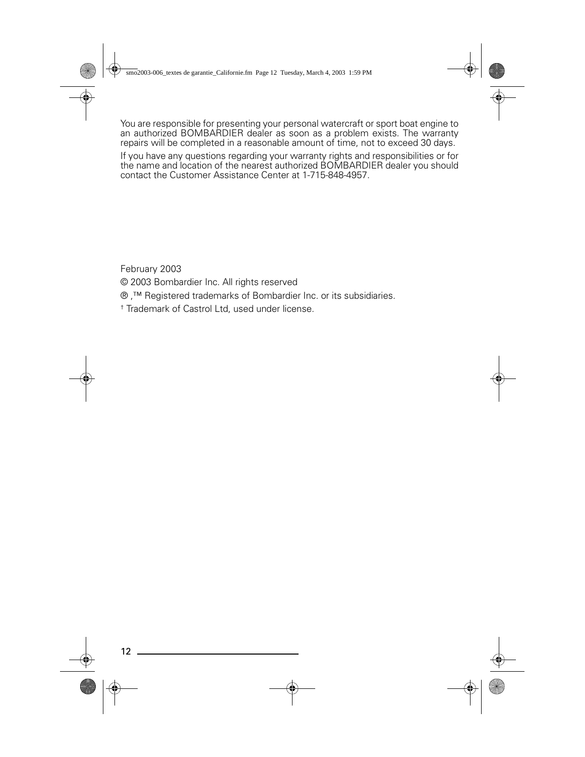You are responsible for presenting your personal watercraft or sport boat engine to an authorized BOMBARDIER dealer as soon as a problem exists. The warranty repairs will be completed in a reasonable amount of time, not to exceed 30 days.

If you have any questions regarding your warranty rights and responsibilities or for the name and location of the nearest authorized BOMBARDIER dealer you should contact the Customer Assistance Center at 1-715-848-4957.

February 2003

© 2003 Bombardier Inc. All rights reserved

® ,™ Registered trademarks of Bombardier Inc. or its subsidiaries.

† Trademark of Castrol Ltd, used under license.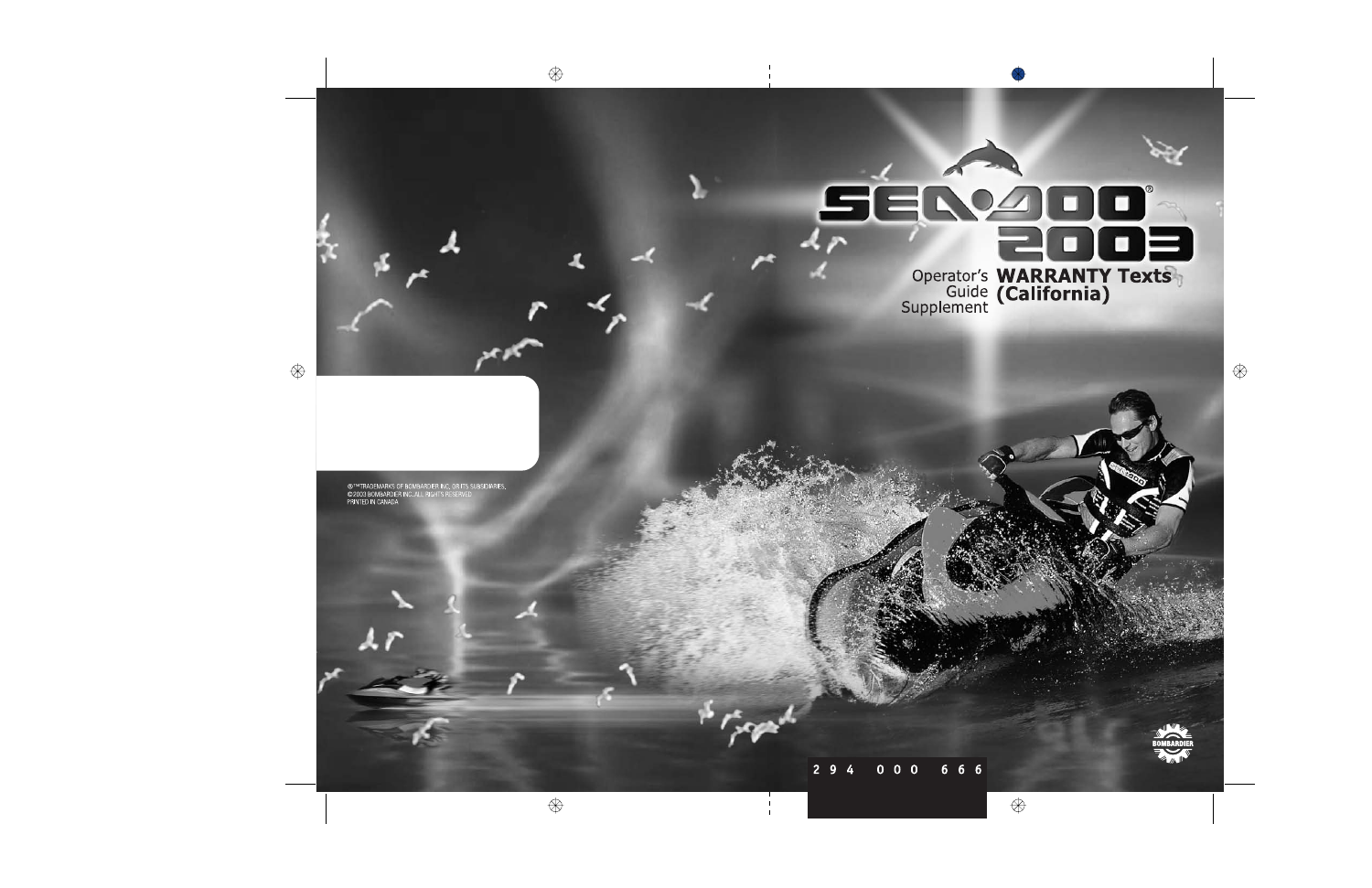# SEA-DOO® 2003

Operator's Guide Supplement

**WARRANTY Texts (California)**

®™TRADEMARKS OF BOMBARDIER INC. OR ITS SUBSIDIARIES.
©2003 BOMBARDIER INC. ALL RIGHTS RESERVED.
PRINTED IN CANADA

2 9 4 0 0 0 6 6 6

BOMBARDIER